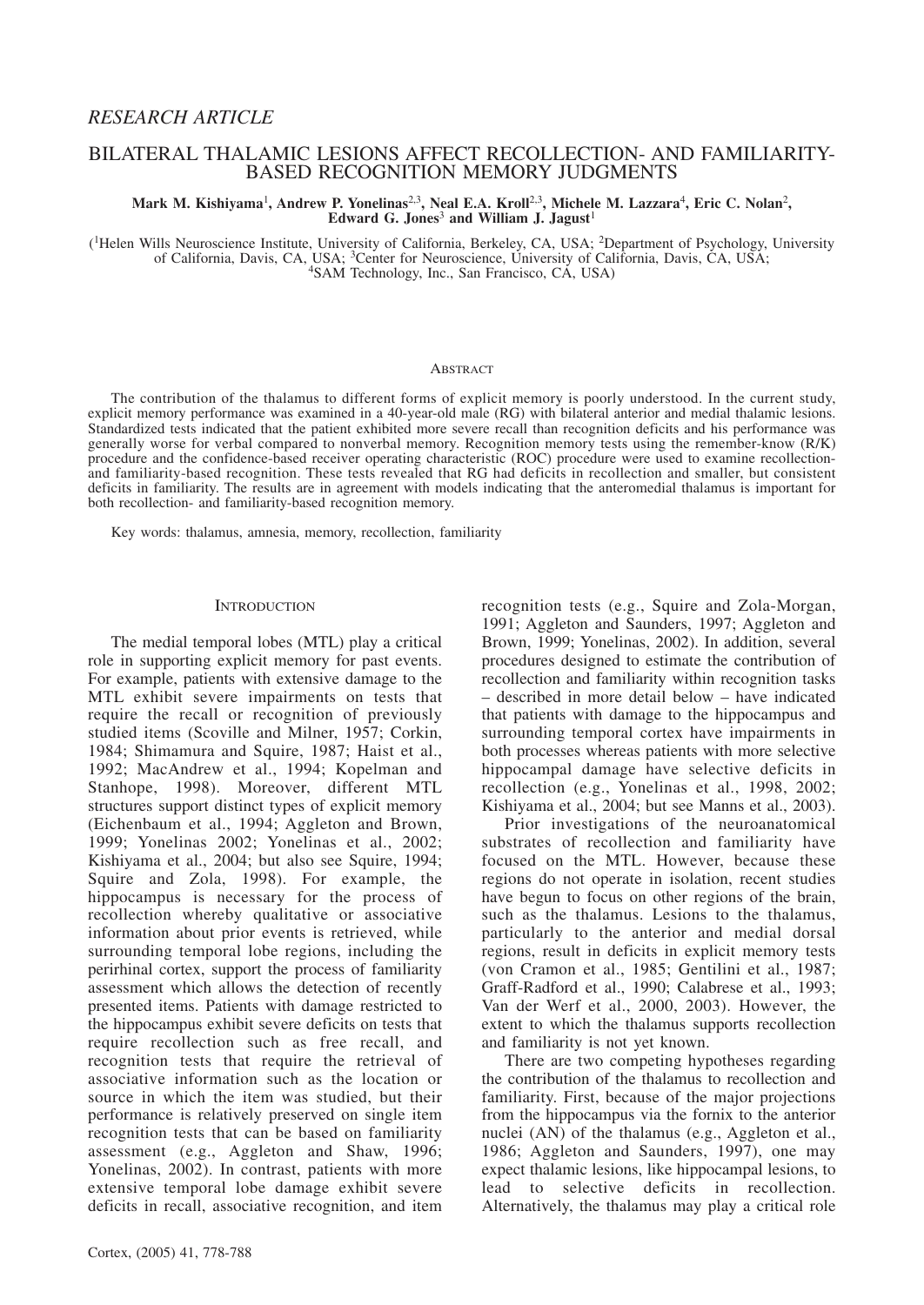*RESEARCH ARTICLE*

# BILATERAL THALAMIC LESIONS AFFECT RECOLLECTION- AND FAMILIARITY-BASED RECOGNITION MEMORY JUDGMENTS

**Mark M. Kishiyama[1], Andrew P. Yonelinas[2,3], Neal E.A. Kroll[2,3], Michele M. Lazzara[4], Eric C. Nolan[2], Edward G. Jones[3] and William J. Jagust[1]**

([1]Helen Wills Neuroscience Institute, University of California, Berkeley, CA, USA; [2]Department of Psychology, University of California, Davis, CA, USA; [3]Center for Neuroscience, University of California, Davis, CA, USA; [4]SAM Technology, Inc., San Francisco, CA, USA)

## Abstract

The contribution of the thalamus to different forms of explicit memory is poorly understood. In the current study, explicit memory performance was examined in a 40-year-old male (RG) with bilateral anterior and medial thalamic lesions. Standardized tests indicated that the patient exhibited more severe recall than recognition deficits and his performance was generally worse for verbal compared to nonverbal memory. Recognition memory tests using the remember-know (R/K) procedure and the confidence-based receiver operating characteristic (ROC) procedure were used to examine recollection- and familiarity-based recognition. These tests revealed that RG had deficits in recollection and smaller, but consistent deficits in familiarity. The results are in agreement with models indicating that the anteromedial thalamus is important for both recollection- and familiarity-based recognition memory.

Key words: thalamus, amnesia, memory, recollection, familiarity

## Introduction

The medial temporal lobes (MTL) play a critical role in supporting explicit memory for past events. For example, patients with extensive damage to the MTL exhibit severe impairments on tests that require the recall or recognition of previously studied items (Scoville and Milner, 1957; Corkin, 1984; Shimamura and Squire, 1987; Haist et al., 1992; MacAndrew et al., 1994; Kopelman and Stanhope, 1998). Moreover, different MTL structures support distinct types of explicit memory (Eichenbaum et al., 1994; Aggleton and Brown, 1999; Yonelinas 2002; Yonelinas et al., 2002; Kishiyama et al., 2004; but also see Squire, 1994; Squire and Zola, 1998). For example, the hippocampus is necessary for the process of recollection whereby qualitative or associative information about prior events is retrieved, while surrounding temporal lobe regions, including the perirhinal cortex, support the process of familiarity assessment which allows the detection of recently presented items. Patients with damage restricted to the hippocampus exhibit severe deficits on tests that require recollection such as free recall, and recognition tests that require the retrieval of associative information such as the location or source in which the item was studied, but their performance is relatively preserved on single item recognition tests that can be based on familiarity assessment (e.g., Aggleton and Shaw, 1996; Yonelinas, 2002). In contrast, patients with more extensive temporal lobe damage exhibit severe deficits in recall, associative recognition, and item recognition tests (e.g., Squire and Zola-Morgan, 1991; Aggleton and Saunders, 1997; Aggleton and Brown, 1999; Yonelinas, 2002). In addition, several procedures designed to estimate the contribution of recollection and familiarity within recognition tasks – described in more detail below – have indicated that patients with damage to the hippocampus and surrounding temporal cortex have impairments in both processes whereas patients with more selective hippocampal damage have selective deficits in recollection (e.g., Yonelinas et al., 1998, 2002; Kishiyama et al., 2004; but see Manns et al., 2003).

Prior investigations of the neuroanatomical substrates of recollection and familiarity have focused on the MTL. However, because these regions do not operate in isolation, recent studies have begun to focus on other regions of the brain, such as the thalamus. Lesions to the thalamus, particularly to the anterior and medial dorsal regions, result in deficits in explicit memory tests (von Cramon et al., 1985; Gentilini et al., 1987; Graff-Radford et al., 1990; Calabrese et al., 1993; Van der Werf et al., 2000, 2003). However, the extent to which the thalamus supports recollection and familiarity is not yet known.

There are two competing hypotheses regarding the contribution of the thalamus to recollection and familiarity. First, because of the major projections from the hippocampus via the fornix to the anterior nuclei (AN) of the thalamus (e.g., Aggleton et al., 1986; Aggleton and Saunders, 1997), one may expect thalamic lesions, like hippocampal lesions, to lead to selective deficits in recollection. Alternatively, the thalamus may play a critical role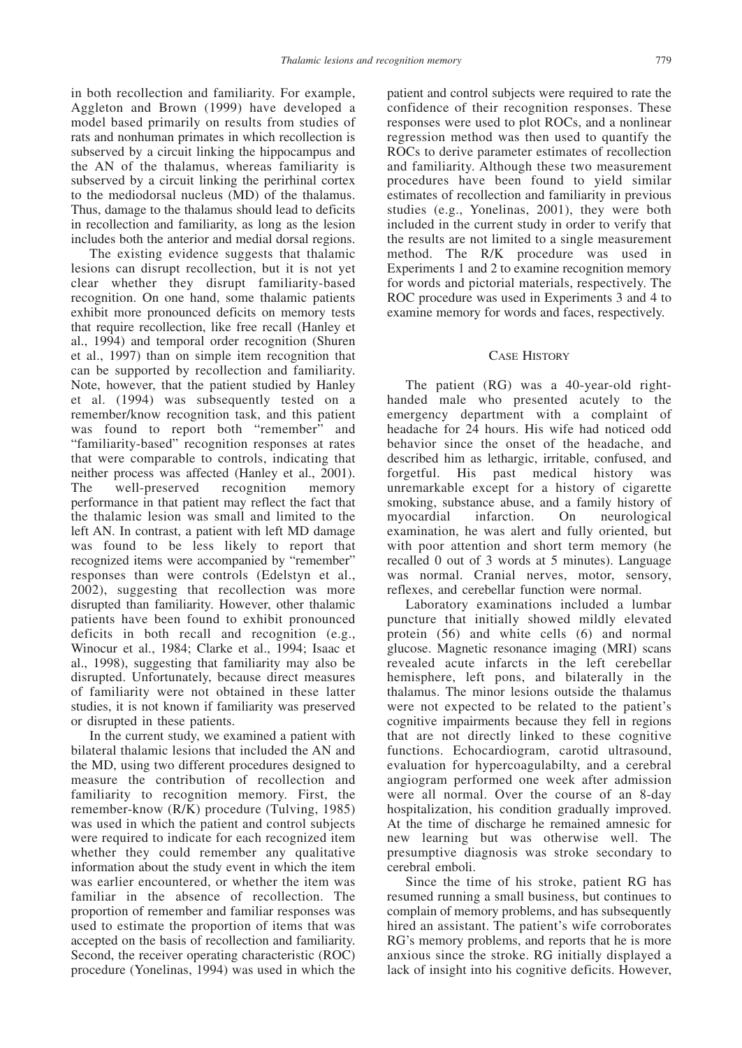in both recollection and familiarity. For example, Aggleton and Brown (1999) have developed a model based primarily on results from studies of rats and nonhuman primates in which recollection is subserved by a circuit linking the hippocampus and the AN of the thalamus, whereas familiarity is subserved by a circuit linking the perirhinal cortex to the mediodorsal nucleus (MD) of the thalamus. Thus, damage to the thalamus should lead to deficits in recollection and familiarity, as long as the lesion includes both the anterior and medial dorsal regions.

The existing evidence suggests that thalamic lesions can disrupt recollection, but it is not yet clear whether they disrupt familiarity-based recognition. On one hand, some thalamic patients exhibit more pronounced deficits on memory tests that require recollection, like free recall (Hanley et al., 1994) and temporal order recognition (Shuren et al., 1997) than on simple item recognition that can be supported by recollection and familiarity. Note, however, that the patient studied by Hanley et al. (1994) was subsequently tested on a remember/know recognition task, and this patient was found to report both "remember" and "familiarity-based" recognition responses at rates that were comparable to controls, indicating that neither process was affected (Hanley et al., 2001). The well-preserved recognition memory performance in that patient may reflect the fact that the thalamic lesion was small and limited to the left AN. In contrast, a patient with left MD damage was found to be less likely to report that recognized items were accompanied by "remember" responses than were controls (Edelstyn et al., 2002), suggesting that recollection was more disrupted than familiarity. However, other thalamic patients have been found to exhibit pronounced deficits in both recall and recognition (e.g., Winocur et al., 1984; Clarke et al., 1994; Isaac et al., 1998), suggesting that familiarity may also be disrupted. Unfortunately, because direct measures of familiarity were not obtained in these latter studies, it is not known if familiarity was preserved or disrupted in these patients.

In the current study, we examined a patient with bilateral thalamic lesions that included the AN and the MD, using two different procedures designed to measure the contribution of recollection and familiarity to recognition memory. First, the remember-know (R/K) procedure (Tulving, 1985) was used in which the patient and control subjects were required to indicate for each recognized item whether they could remember any qualitative information about the study event in which the item was earlier encountered, or whether the item was familiar in the absence of recollection. The proportion of remember and familiar responses was used to estimate the proportion of items that was accepted on the basis of recollection and familiarity. Second, the receiver operating characteristic (ROC) procedure (Yonelinas, 1994) was used in which the patient and control subjects were required to rate the confidence of their recognition responses. These responses were used to plot ROCs, and a nonlinear regression method was then used to quantify the ROCs to derive parameter estimates of recollection and familiarity. Although these two measurement procedures have been found to yield similar estimates of recollection and familiarity in previous studies (e.g., Yonelinas, 2001), they were both included in the current study in order to verify that the results are not limited to a single measurement method. The R/K procedure was used in Experiments 1 and 2 to examine recognition memory for words and pictorial materials, respectively. The ROC procedure was used in Experiments 3 and 4 to examine memory for words and faces, respectively.

## Case History

The patient (RG) was a 40-year-old right-handed male who presented acutely to the emergency department with a complaint of headache for 24 hours. His wife had noticed odd behavior since the onset of the headache, and described him as lethargic, irritable, confused, and forgetful. His past medical history was unremarkable except for a history of cigarette smoking, substance abuse, and a family history of myocardial infarction. On neurological examination, he was alert and fully oriented, but with poor attention and short term memory (he recalled 0 out of 3 words at 5 minutes). Language was normal. Cranial nerves, motor, sensory, reflexes, and cerebellar function were normal.

Laboratory examinations included a lumbar puncture that initially showed mildly elevated protein (56) and white cells (6) and normal glucose. Magnetic resonance imaging (MRI) scans revealed acute infarcts in the left cerebellar hemisphere, left pons, and bilaterally in the thalamus. The minor lesions outside the thalamus were not expected to be related to the patient's cognitive impairments because they fell in regions that are not directly linked to these cognitive functions. Echocardiogram, carotid ultrasound, evaluation for hypercoagulabilty, and a cerebral angiogram performed one week after admission were all normal. Over the course of an 8-day hospitalization, his condition gradually improved. At the time of discharge he remained amnesic for new learning but was otherwise well. The presumptive diagnosis was stroke secondary to cerebral emboli.

Since the time of his stroke, patient RG has resumed running a small business, but continues to complain of memory problems, and has subsequently hired an assistant. The patient's wife corroborates RG's memory problems, and reports that he is more anxious since the stroke. RG initially displayed a lack of insight into his cognitive deficits. However,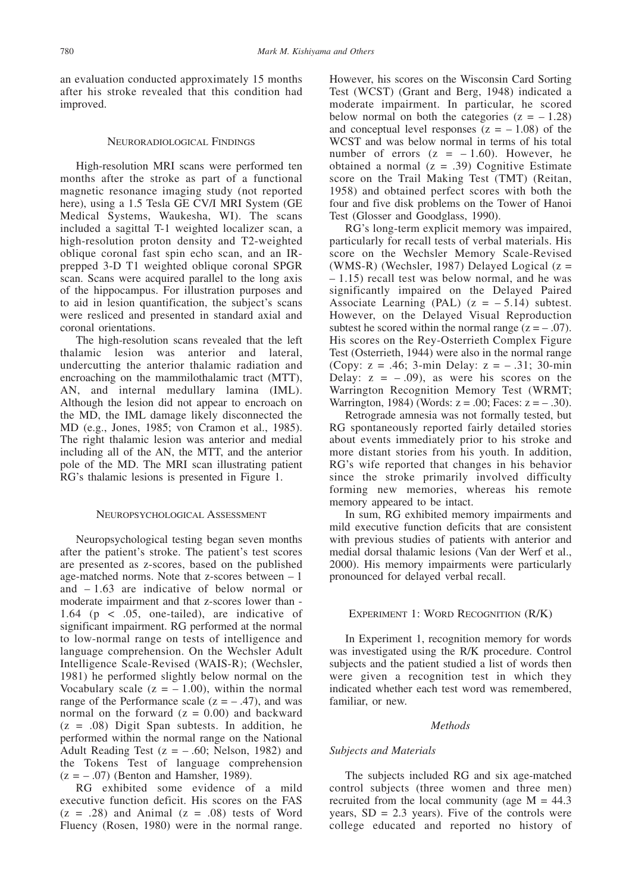an evaluation conducted approximately 15 months after his stroke revealed that this condition had improved.

## Neuroradiological Findings

High-resolution MRI scans were performed ten months after the stroke as part of a functional magnetic resonance imaging study (not reported here), using a 1.5 Tesla GE CV/I MRI System (GE Medical Systems, Waukesha, WI). The scans included a sagittal T-1 weighted localizer scan, a high-resolution proton density and T2-weighted oblique coronal fast spin echo scan, and an IR-prepped 3-D T1 weighted oblique coronal SPGR scan. Scans were acquired parallel to the long axis of the hippocampus. For illustration purposes and to aid in lesion quantification, the subject's scans were resliced and presented in standard axial and coronal orientations.

The high-resolution scans revealed that the left thalamic lesion was anterior and lateral, undercutting the anterior thalamic radiation and encroaching on the mammilothalamic tract (MTT), AN, and internal medullary lamina (IML). Although the lesion did not appear to encroach on the MD, the IML damage likely disconnected the MD (e.g., Jones, 1985; von Cramon et al., 1985). The right thalamic lesion was anterior and medial including all of the AN, the MTT, and the anterior pole of the MD. The MRI scan illustrating patient RG's thalamic lesions is presented in Figure 1.

## Neuropsychological Assessment

Neuropsychological testing began seven months after the patient's stroke. The patient's test scores are presented as z-scores, based on the published age-matched norms. Note that z-scores between – 1 and – 1.63 are indicative of below normal or moderate impairment and that z-scores lower than -1.64 ($p < .05$, one-tailed), are indicative of significant impairment. RG performed at the normal to low-normal range on tests of intelligence and language comprehension. On the Wechsler Adult Intelligence Scale-Revised (WAIS-R); (Wechsler, 1981) he performed slightly below normal on the Vocabulary scale ($z = -1.00$), within the normal range of the Performance scale ($z = -.47$), and was normal on the forward ($z = 0.00$) and backward ($z = .08$) Digit Span subtests. In addition, he performed within the normal range on the National Adult Reading Test ($z = -.60$; Nelson, 1982) and the Tokens Test of language comprehension ($z = -.07$) (Benton and Hamsher, 1989).

RG exhibited some evidence of a mild executive function deficit. His scores on the FAS ($z = .28$) and Animal ($z = .08$) tests of Word Fluency (Rosen, 1980) were in the normal range. However, his scores on the Wisconsin Card Sorting Test (WCST) (Grant and Berg, 1948) indicated a moderate impairment. In particular, he scored below normal on both the categories ($z = -1.28$) and conceptual level responses ($z = -1.08$) of the WCST and was below normal in terms of his total number of errors ($z = -1.60$). However, he obtained a normal ($z = .39$) Cognitive Estimate score on the Trail Making Test (TMT) (Reitan, 1958) and obtained perfect scores with both the four and five disk problems on the Tower of Hanoi Test (Glosser and Goodglass, 1990).

RG's long-term explicit memory was impaired, particularly for recall tests of verbal materials. His score on the Wechsler Memory Scale-Revised (WMS-R) (Wechsler, 1987) Delayed Logical ($z = -1.15$) recall test was below normal, and he was significantly impaired on the Delayed Paired Associate Learning (PAL) ($z = -5.14$) subtest. However, on the Delayed Visual Reproduction subtest he scored within the normal range ($z = -.07$). His scores on the Rey-Osterrieth Complex Figure Test (Osterrieth, 1944) were also in the normal range (Copy: $z = .46$; 3-min Delay: $z = -.31$; 30-min Delay: $z = -.09$), as were his scores on the Warrington Recognition Memory Test (WRMT; Warrington, 1984) (Words: $z = .00$; Faces: $z = -.30$).

Retrograde amnesia was not formally tested, but RG spontaneously reported fairly detailed stories about events immediately prior to his stroke and more distant stories from his youth. In addition, RG's wife reported that changes in his behavior since the stroke primarily involved difficulty forming new memories, whereas his remote memory appeared to be intact.

In sum, RG exhibited memory impairments and mild executive function deficits that are consistent with previous studies of patients with anterior and medial dorsal thalamic lesions (Van der Werf et al., 2000). His memory impairments were particularly pronounced for delayed verbal recall.

## Experiment 1: Word Recognition (R/K)

In Experiment 1, recognition memory for words was investigated using the R/K procedure. Control subjects and the patient studied a list of words then were given a recognition test in which they indicated whether each test word was remembered, familiar, or new.

### *Methods*

#### *Subjects and Materials*

The subjects included RG and six age-matched control subjects (three women and three men) recruited from the local community (age $M = 44.3$ years, $SD = 2.3$ years). Five of the controls were college educated and reported no history of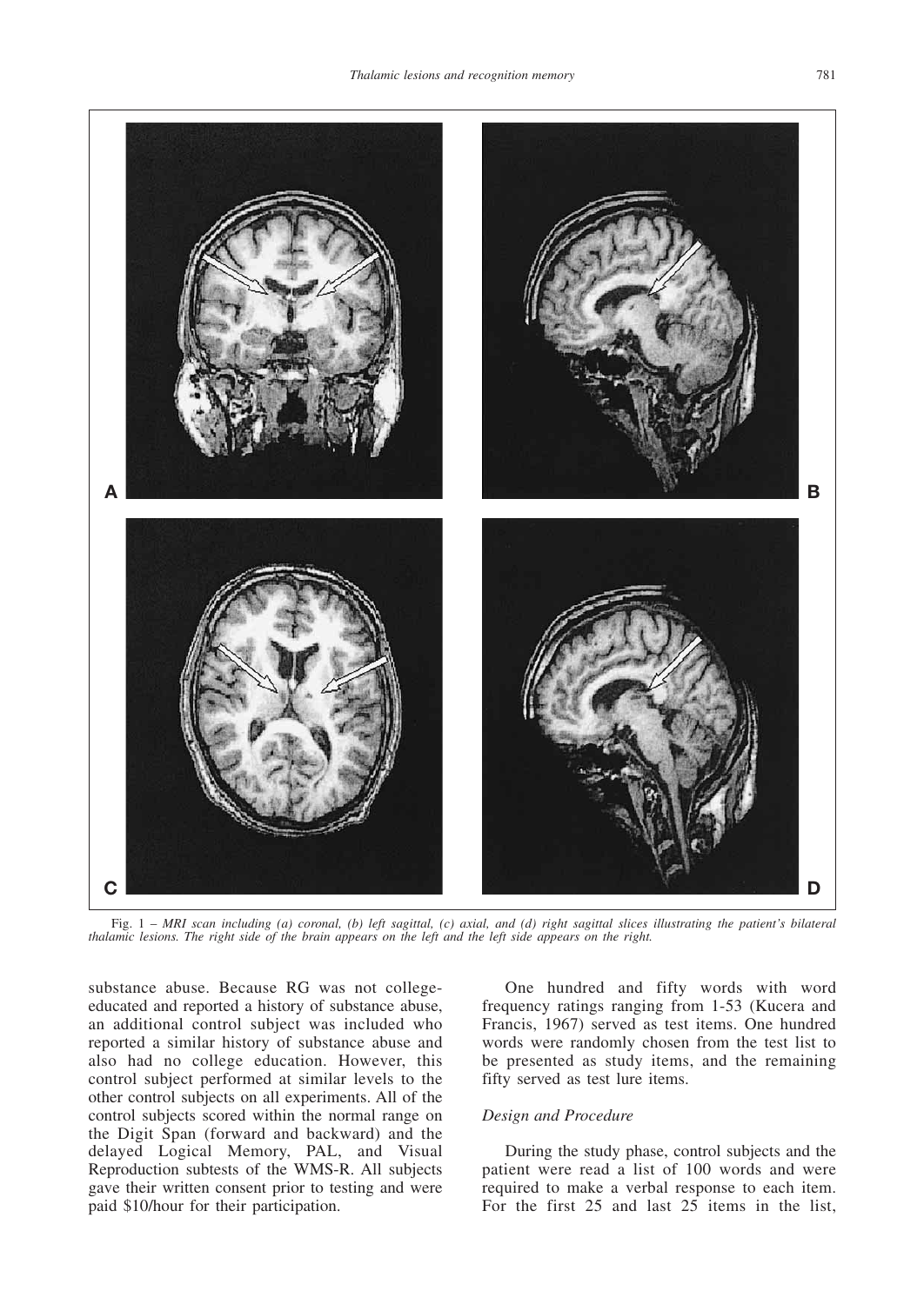Fig. 1 – *MRI scan including (a) coronal, (b) left sagittal, (c) axial, and (d) right sagittal slices illustrating the patient's bilateral thalamic lesions. The right side of the brain appears on the left and the left side appears on the right.*

substance abuse. Because RG was not college-educated and reported a history of substance abuse, an additional control subject was included who reported a similar history of substance abuse and also had no college education. However, this control subject performed at similar levels to the other control subjects on all experiments. All of the control subjects scored within the normal range on the Digit Span (forward and backward) and the delayed Logical Memory, PAL, and Visual Reproduction subtests of the WMS-R. All subjects gave their written consent prior to testing and were paid $10/hour for their participation.

One hundred and fifty words with word frequency ratings ranging from 1-53 (Kucera and Francis, 1967) served as test items. One hundred words were randomly chosen from the test list to be presented as study items, and the remaining fifty served as test lure items.

### *Design and Procedure*

During the study phase, control subjects and the patient were read a list of 100 words and were required to make a verbal response to each item. For the first 25 and last 25 items in the list,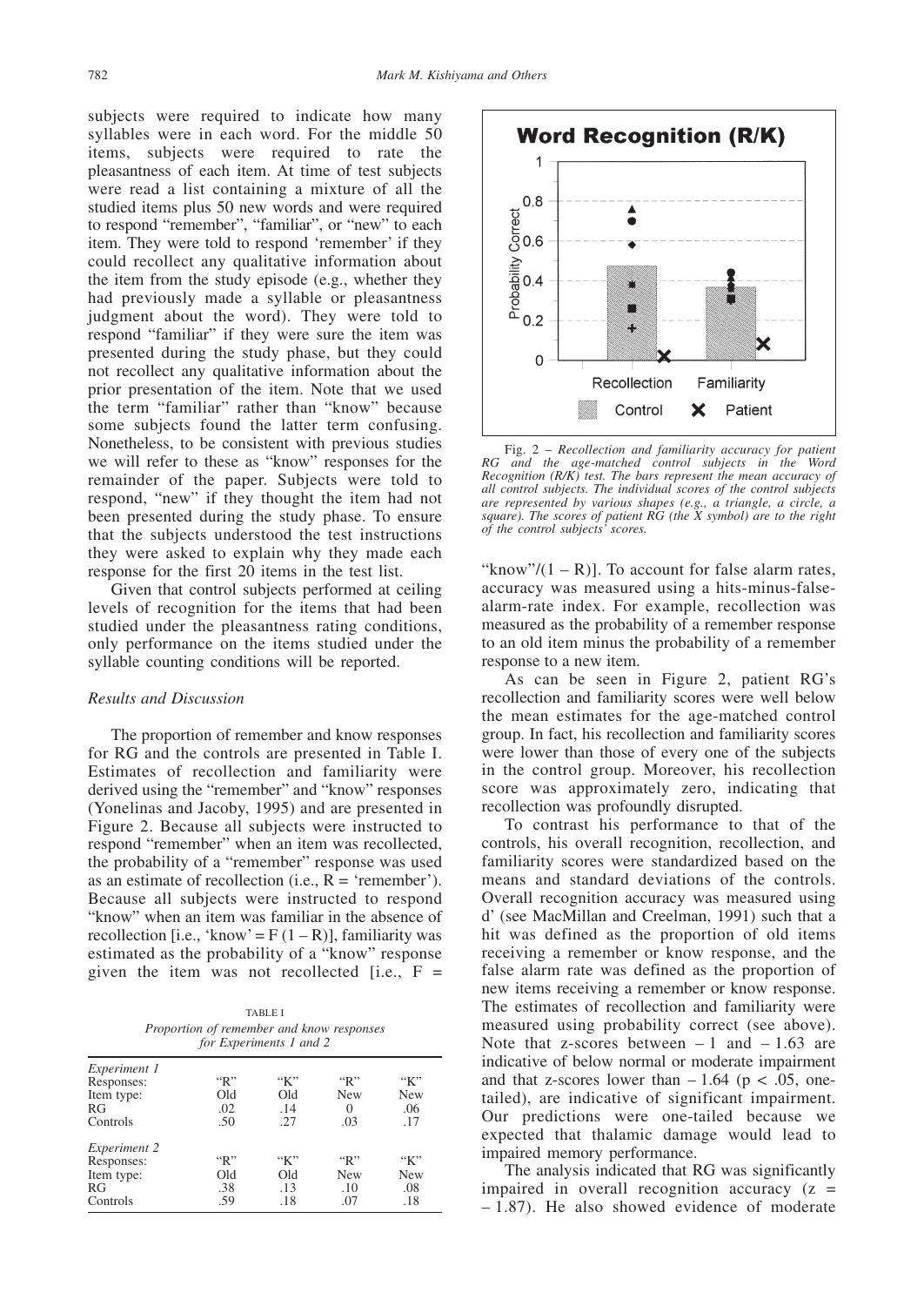subjects were required to indicate how many syllables were in each word. For the middle 50 items, subjects were required to rate the pleasantness of each item. At time of test subjects were read a list containing a mixture of all the studied items plus 50 new words and were required to respond "remember", "familiar", or "new" to each item. They were told to respond 'remember' if they could recollect any qualitative information about the item from the study episode (e.g., whether they had previously made a syllable or pleasantness judgment about the word). They were told to respond "familiar" if they were sure the item was presented during the study phase, but they could not recollect any qualitative information about the prior presentation of the item. Note that we used the term "familiar" rather than "know" because some subjects found the latter term confusing. Nonetheless, to be consistent with previous studies we will refer to these as "know" responses for the remainder of the paper. Subjects were told to respond, "new" if they thought the item had not been presented during the study phase. To ensure that the subjects understood the test instructions they were asked to explain why they made each response for the first 20 items in the test list.

Given that control subjects performed at ceiling levels of recognition for the items that had been studied under the pleasantness rating conditions, only performance on the items studied under the syllable counting conditions will be reported.

### *Results and Discussion*

The proportion of remember and know responses for RG and the controls are presented in Table I. Estimates of recollection and familiarity were derived using the "remember" and "know" responses (Yonelinas and Jacoby, 1995) and are presented in Figure 2. Because all subjects were instructed to respond "remember" when an item was recollected, the probability of a "remember" response was used as an estimate of recollection (i.e., R = 'remember'). Because all subjects were instructed to respond "know" when an item was familiar in the absence of recollection [i.e., 'know' = F (1 – R)], familiarity was estimated as the probability of a "know" response given the item was not recollected [i.e., F = "know"/(1 – R)]. To account for false alarm rates, accuracy was measured using a hits-minus-false-alarm-rate index. For example, recollection was measured as the probability of a remember response to an old item minus the probability of a remember response to a new item.

TABLE I

*Proportion of remember and know responses for Experiments 1 and 2*

| | | | | |
|---|---|---|---|---|
| *Experiment 1* | | | | |
| Responses: | "R" | "K" | "R" | "K" |
| Item type: | Old | Old | New | New |
| RG | .02 | .14 | 0 | .06 |
| Controls | .50 | .27 | .03 | .17 |
| *Experiment 2* | | | | |
| Responses: | "R" | "K" | "R" | "K" |
| Item type: | Old | Old | New | New |
| RG | .38 | .13 | .10 | .08 |
| Controls | .59 | .18 | .07 | .18 |

**Word Recognition (R/K)**

Probability Correct

1
0.8
0.6
0.4
0.2
0

Recollection
Familiarity

Control
Patient

Fig. 2 – *Recollection and familiarity accuracy for patient RG and the age-matched control subjects in the Word Recognition (R/K) test. The bars represent the mean accuracy of all control subjects. The individual scores of the control subjects are represented by various shapes (e.g., a triangle, a circle, a square). The scores of patient RG (the X symbol) are to the right of the control subjects' scores.*

As can be seen in Figure 2, patient RG's recollection and familiarity scores were well below the mean estimates for the age-matched control group. In fact, his recollection and familiarity scores were lower than those of every one of the subjects in the control group. Moreover, his recollection score was approximately zero, indicating that recollection was profoundly disrupted.

To contrast his performance to that of the controls, his overall recognition, recollection, and familiarity scores were standardized based on the means and standard deviations of the controls. Overall recognition accuracy was measured using d' (see MacMillan and Creelman, 1991) such that a hit was defined as the proportion of old items receiving a remember or know response, and the false alarm rate was defined as the proportion of new items receiving a remember or know response. The estimates of recollection and familiarity were measured using probability correct (see above). Note that z-scores between – 1 and – 1.63 are indicative of below normal or moderate impairment and that z-scores lower than – 1.64 ($p < .05$, one-tailed), are indicative of significant impairment. Our predictions were one-tailed because we expected that thalamic damage would lead to impaired memory performance.

The analysis indicated that RG was significantly impaired in overall recognition accuracy (z = – 1.87). He also showed evidence of moderate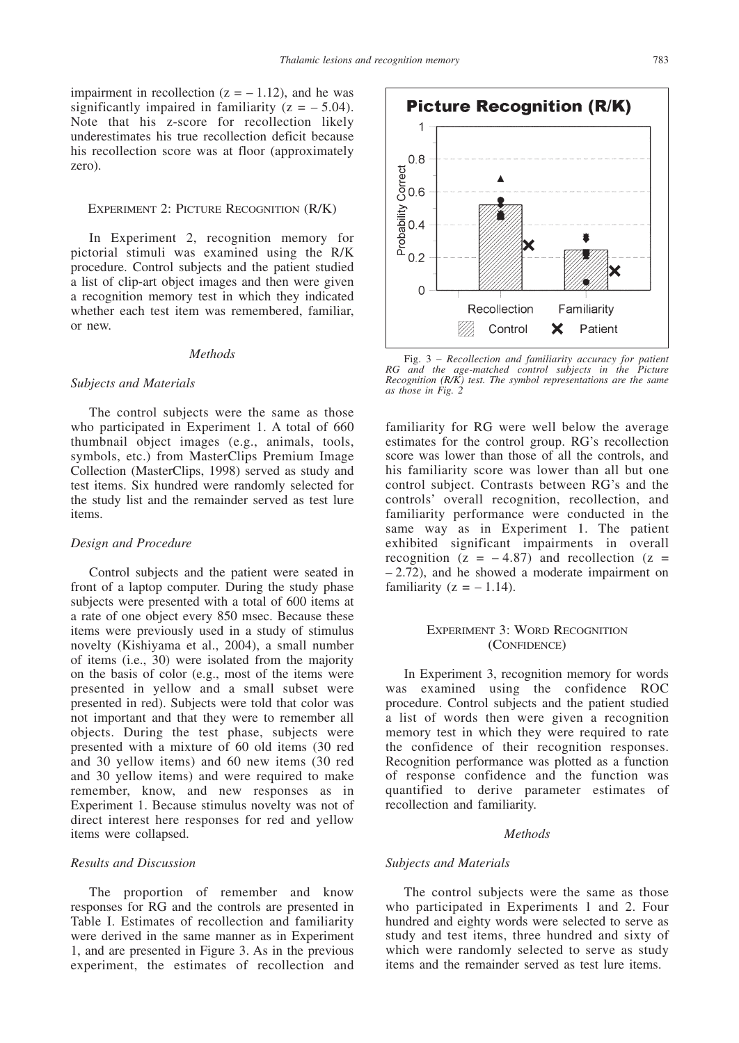impairment in recollection ($z = -1.12$), and he was significantly impaired in familiarity ($z = -5.04$). Note that his z-score for recollection likely underestimates his true recollection deficit because his recollection score was at floor (approximately zero).

## Experiment 2: Picture Recognition (R/K)

In Experiment 2, recognition memory for pictorial stimuli was examined using the R/K procedure. Control subjects and the patient studied a list of clip-art object images and then were given a recognition memory test in which they indicated whether each test item was remembered, familiar, or new.

### *Methods*

#### *Subjects and Materials*

The control subjects were the same as those who participated in Experiment 1. A total of 660 thumbnail object images (e.g., animals, tools, symbols, etc.) from MasterClips Premium Image Collection (MasterClips, 1998) served as study and test items. Six hundred were randomly selected for the study list and the remainder served as test lure items.

#### *Design and Procedure*

Control subjects and the patient were seated in front of a laptop computer. During the study phase subjects were presented with a total of 600 items at a rate of one object every 850 msec. Because these items were previously used in a study of stimulus novelty (Kishiyama et al., 2004), a small number of items (i.e., 30) were isolated from the majority on the basis of color (e.g., most of the items were presented in yellow and a small subset were presented in red). Subjects were told that color was not important and that they were to remember all objects. During the test phase, subjects were presented with a mixture of 60 old items (30 red and 30 yellow items) and 60 new items (30 red and 30 yellow items) and were required to make remember, know, and new responses as in Experiment 1. Because stimulus novelty was not of direct interest here responses for red and yellow items were collapsed.

#### *Results and Discussion*

The proportion of remember and know responses for RG and the controls are presented in Table I. Estimates of recollection and familiarity were derived in the same manner as in Experiment 1, and are presented in Figure 3. As in the previous experiment, the estimates of recollection and familiarity for RG were well below the average estimates for the control group. RG's recollection score was lower than those of all the controls, and his familiarity score was lower than all but one control subject. Contrasts between RG's and the controls' overall recognition, recollection, and familiarity performance were conducted in the same way as in Experiment 1. The patient exhibited significant impairments in overall recognition ($z = -4.87$) and recollection ($z = -2.72$), and he showed a moderate impairment on familiarity ($z = -1.14$).

Fig. 3 – *Recollection and familiarity accuracy for patient RG and the age-matched control subjects in the Picture Recognition (R/K) test. The symbol representations are the same as those in Fig. 2*

## Experiment 3: Word Recognition (Confidence)

In Experiment 3, recognition memory for words was examined using the confidence ROC procedure. Control subjects and the patient studied a list of words then were given a recognition memory test in which they were required to rate the confidence of their recognition responses. Recognition performance was plotted as a function of response confidence and the function was quantified to derive parameter estimates of recollection and familiarity.

### *Methods*

#### *Subjects and Materials*

The control subjects were the same as those who participated in Experiments 1 and 2. Four hundred and eighty words were selected to serve as study and test items, three hundred and sixty of which were randomly selected to serve as study items and the remainder served as test lure items.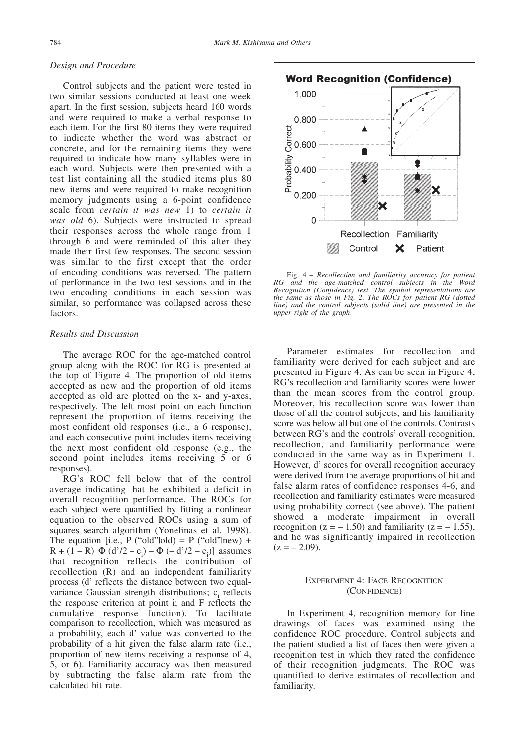### *Design and Procedure*

Control subjects and the patient were tested in two similar sessions conducted at least one week apart. In the first session, subjects heard 160 words and were required to make a verbal response to each item. For the first 80 items they were required to indicate whether the word was abstract or concrete, and for the remaining items they were required to indicate how many syllables were in each word. Subjects were then presented with a test list containing all the studied items plus 80 new items and were required to make recognition memory judgments using a 6-point confidence scale from *certain it was new* 1) to *certain it was old* 6). Subjects were instructed to spread their responses across the whole range from 1 through 6 and were reminded of this after they made their first few responses. The second session was similar to the first except that the order of encoding conditions was reversed. The pattern of performance in the two test sessions and in the two encoding conditions in each session was similar, so performance was collapsed across these factors.

### *Results and Discussion*

The average ROC for the age-matched control group along with the ROC for RG is presented at the top of Figure 4. The proportion of old items accepted as new and the proportion of old items accepted as old are plotted on the x- and y-axes, respectively. The left most point on each function represent the proportion of items receiving the most confident old responses (i.e., a 6 response), and each consecutive point includes items receiving the next most confident old response (e.g., the second point includes items receiving 5 or 6 responses).

RG's ROC fell below that of the control average indicating that he exhibited a deficit in overall recognition performance. The ROCs for each subject were quantified by fitting a nonlinear equation to the observed ROCs using a sum of squares search algorithm (Yonelinas et al. 1998). The equation [i.e., $P(\text{"old"}|\text{old}) = P(\text{"old"}|\text{new}) + R + (1 - R)\ \Phi(d'/2 - c_i) - \Phi(-d'/2 - c_i)$] assumes that recognition reflects the contribution of recollection (R) and an independent familiarity process (d' reflects the distance between two equal-variance Gaussian strength distributions; $c_i$ reflects the response criterion at point i; and F reflects the cumulative response function). To facilitate comparison to recollection, which was measured as a probability, each d' value was converted to the probability of a hit given the false alarm rate (i.e., proportion of new items receiving a response of 4, 5, or 6). Familiarity accuracy was then measured by subtracting the false alarm rate from the calculated hit rate.

Fig. 4 – *Recollection and familiarity accuracy for patient RG and the age-matched control subjects in the Word Recognition (Confidence) test. The symbol representations are the same as those in Fig. 2. The ROCs for patient RG (dotted line) and the control subjects (solid line) are presented in the upper right of the graph.*

Parameter estimates for recollection and familiarity were derived for each subject and are presented in Figure 4. As can be seen in Figure 4, RG's recollection and familiarity scores were lower than the mean scores from the control group. Moreover, his recollection score was lower than those of all the control subjects, and his familiarity score was below all but one of the controls. Contrasts between RG's and the controls' overall recognition, recollection, and familiarity performance were conducted in the same way as in Experiment 1. However, d' scores for overall recognition accuracy were derived from the average proportions of hit and false alarm rates of confidence responses 4-6, and recollection and familiarity estimates were measured using probability correct (see above). The patient showed a moderate impairment in overall recognition ($z = -1.50$) and familiarity ($z = -1.55$), and he was significantly impaired in recollection ($z = -2.09$).

## Experiment 4: Face Recognition (Confidence)

In Experiment 4, recognition memory for line drawings of faces was examined using the confidence ROC procedure. Control subjects and the patient studied a list of faces then were given a recognition test in which they rated the confidence of their recognition judgments. The ROC was quantified to derive estimates of recollection and familiarity.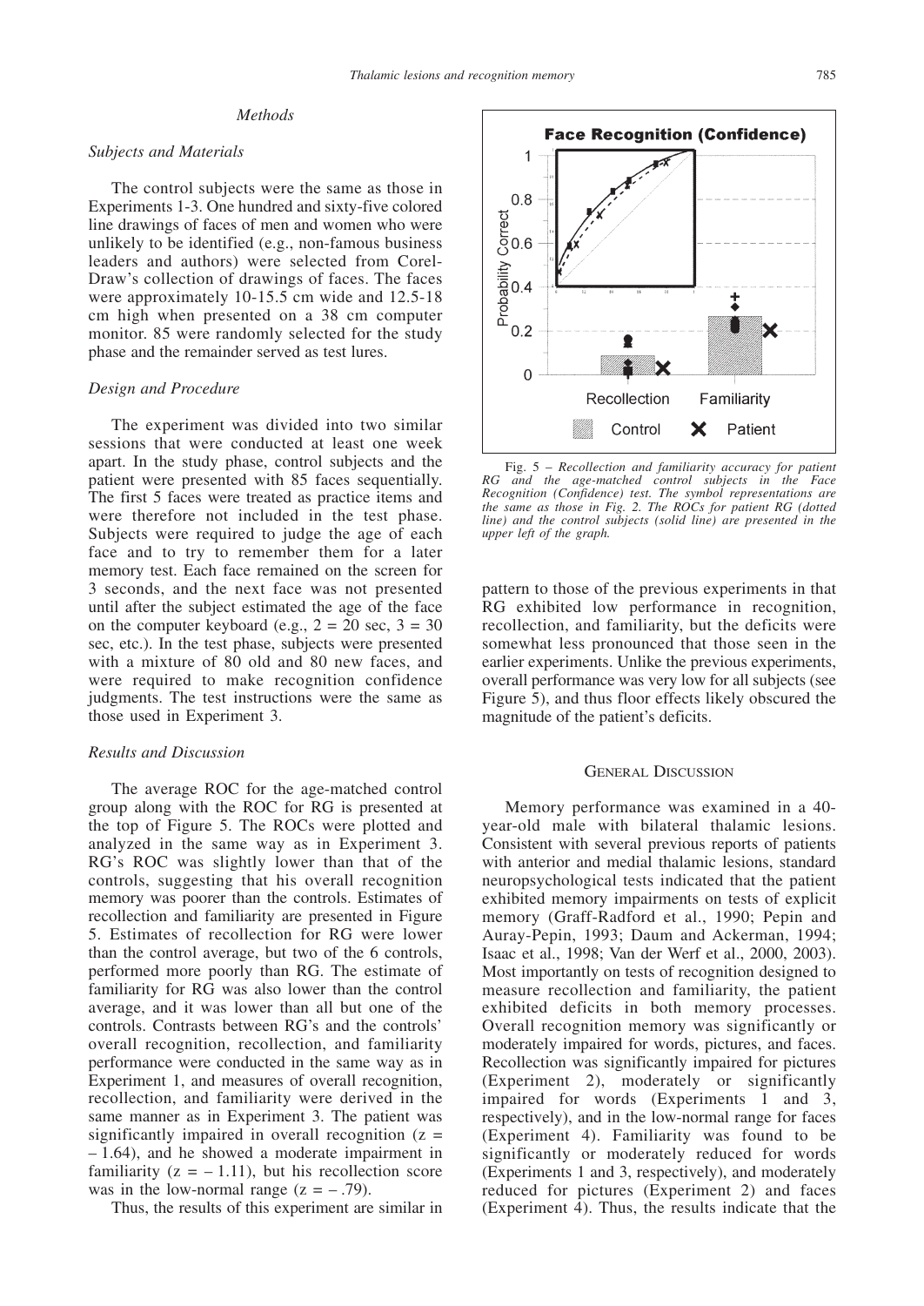### Methods

#### Subjects and Materials

The control subjects were the same as those in Experiments 1-3. One hundred and sixty-five colored line drawings of faces of men and women who were unlikely to be identified (e.g., non-famous business leaders and authors) were selected from Corel-Draw's collection of drawings of faces. The faces were approximately 10-15.5 cm wide and 12.5-18 cm high when presented on a 38 cm computer monitor. 85 were randomly selected for the study phase and the remainder served as test lures.

#### Design and Procedure

The experiment was divided into two similar sessions that were conducted at least one week apart. In the study phase, control subjects and the patient were presented with 85 faces sequentially. The first 5 faces were treated as practice items and were therefore not included in the test phase. Subjects were required to judge the age of each face and to try to remember them for a later memory test. Each face remained on the screen for 3 seconds, and the next face was not presented until after the subject estimated the age of the face on the computer keyboard (e.g., 2 = 20 sec, 3 = 30 sec, etc.). In the test phase, subjects were presented with a mixture of 80 old and 80 new faces, and were required to make recognition confidence judgments. The test instructions were the same as those used in Experiment 3.

#### Results and Discussion

The average ROC for the age-matched control group along with the ROC for RG is presented at the top of Figure 5. The ROCs were plotted and analyzed in the same way as in Experiment 3. RG's ROC was slightly lower than that of the controls, suggesting that his overall recognition memory was poorer than the controls. Estimates of recollection and familiarity are presented in Figure 5. Estimates of recollection for RG were lower than the control average, but two of the 6 controls, performed more poorly than RG. The estimate of familiarity for RG was also lower than the control average, and it was lower than all but one of the controls. Contrasts between RG's and the controls' overall recognition, recollection, and familiarity performance were conducted in the same way as in Experiment 1, and measures of overall recognition, recollection, and familiarity were derived in the same manner as in Experiment 3. The patient was significantly impaired in overall recognition ($z = -1.64$), and he showed a moderate impairment in familiarity ($z = -1.11$), but his recollection score was in the low-normal range ($z = -.79$).

Thus, the results of this experiment are similar in pattern to those of the previous experiments in that RG exhibited low performance in recognition, recollection, and familiarity, but the deficits were somewhat less pronounced that those seen in the earlier experiments. Unlike the previous experiments, overall performance was very low for all subjects (see Figure 5), and thus floor effects likely obscured the magnitude of the patient's deficits.

Fig. 5 – *Recollection and familiarity accuracy for patient RG and the age-matched control subjects in the Face Recognition (Confidence) test. The symbol representations are the same as those in Fig. 2. The ROCs for patient RG (dotted line) and the control subjects (solid line) are presented in the upper left of the graph.*

## General Discussion

Memory performance was examined in a 40-year-old male with bilateral thalamic lesions. Consistent with several previous reports of patients with anterior and medial thalamic lesions, standard neuropsychological tests indicated that the patient exhibited memory impairments on tests of explicit memory (Graff-Radford et al., 1990; Pepin and Auray-Pepin, 1993; Daum and Ackerman, 1994; Isaac et al., 1998; Van der Werf et al., 2000, 2003). Most importantly on tests of recognition designed to measure recollection and familiarity, the patient exhibited deficits in both memory processes. Overall recognition memory was significantly or moderately impaired for words, pictures, and faces. Recollection was significantly impaired for pictures (Experiment 2), moderately or significantly impaired for words (Experiments 1 and 3, respectively), and in the low-normal range for faces (Experiment 4). Familiarity was found to be significantly or moderately reduced for words (Experiments 1 and 3, respectively), and moderately reduced for pictures (Experiment 2) and faces (Experiment 4). Thus, the results indicate that the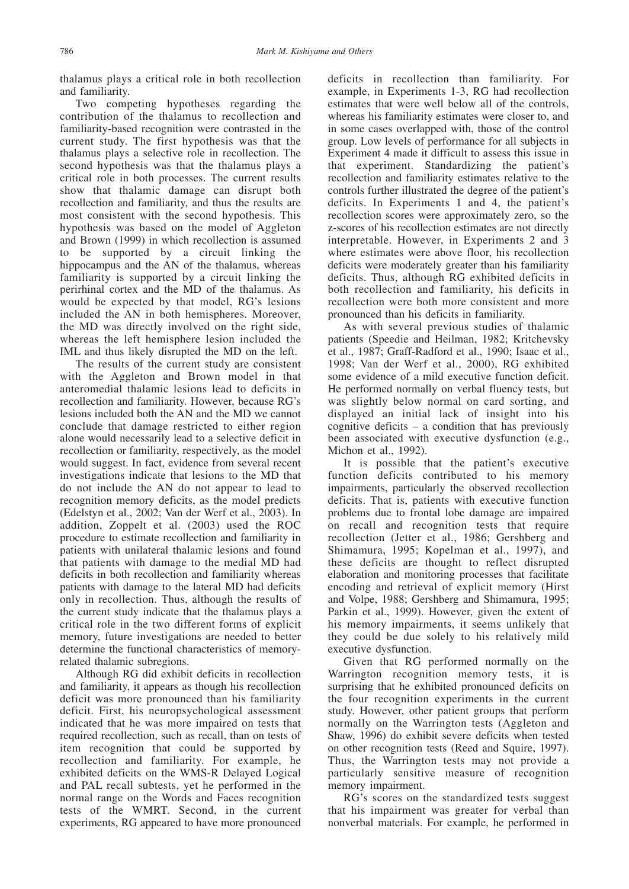thalamus plays a critical role in both recollection and familiarity.

Two competing hypotheses regarding the contribution of the thalamus to recollection and familiarity-based recognition were contrasted in the current study. The first hypothesis was that the thalamus plays a selective role in recollection. The second hypothesis was that the thalamus plays a critical role in both processes. The current results show that thalamic damage can disrupt both recollection and familiarity, and thus the results are most consistent with the second hypothesis. This hypothesis was based on the model of Aggleton and Brown (1999) in which recollection is assumed to be supported by a circuit linking the hippocampus and the AN of the thalamus, whereas familiarity is supported by a circuit linking the perirhinal cortex and the MD of the thalamus. As would be expected by that model, RG's lesions included the AN in both hemispheres. Moreover, the MD was directly involved on the right side, whereas the left hemisphere lesion included the IML and thus likely disrupted the MD on the left.

The results of the current study are consistent with the Aggleton and Brown model in that anteromedial thalamic lesions lead to deficits in recollection and familiarity. However, because RG's lesions included both the AN and the MD we cannot conclude that damage restricted to either region alone would necessarily lead to a selective deficit in recollection or familiarity, respectively, as the model would suggest. In fact, evidence from several recent investigations indicate that lesions to the MD that do not include the AN do not appear to lead to recognition memory deficits, as the model predicts (Edelstyn et al., 2002; Van der Werf et al., 2003). In addition, Zoppelt et al. (2003) used the ROC procedure to estimate recollection and familiarity in patients with unilateral thalamic lesions and found that patients with damage to the medial MD had deficits in both recollection and familiarity whereas patients with damage to the lateral MD had deficits only in recollection. Thus, although the results of the current study indicate that the thalamus plays a critical role in the two different forms of explicit memory, future investigations are needed to better determine the functional characteristics of memory-related thalamic subregions.

Although RG did exhibit deficits in recollection and familiarity, it appears as though his recollection deficit was more pronounced than his familiarity deficit. First, his neuropsychological assessment indicated that he was more impaired on tests that required recollection, such as recall, than on tests of item recognition that could be supported by recollection and familiarity. For example, he exhibited deficits on the WMS-R Delayed Logical and PAL recall subtests, yet he performed in the normal range on the Words and Faces recognition tests of the WMRT. Second, in the current experiments, RG appeared to have more pronounced deficits in recollection than familiarity. For example, in Experiments 1-3, RG had recollection estimates that were well below all of the controls, whereas his familiarity estimates were closer to, and in some cases overlapped with, those of the control group. Low levels of performance for all subjects in Experiment 4 made it difficult to assess this issue in that experiment. Standardizing the patient's recollection and familiarity estimates relative to the controls further illustrated the degree of the patient's deficits. In Experiments 1 and 4, the patient's recollection scores were approximately zero, so the z-scores of his recollection estimates are not directly interpretable. However, in Experiments 2 and 3 where estimates were above floor, his recollection deficits were moderately greater than his familiarity deficits. Thus, although RG exhibited deficits in both recollection and familiarity, his deficits in recollection were both more consistent and more pronounced than his deficits in familiarity.

As with several previous studies of thalamic patients (Speedie and Heilman, 1982; Kritchevsky et al., 1987; Graff-Radford et al., 1990; Isaac et al., 1998; Van der Werf et al., 2000), RG exhibited some evidence of a mild executive function deficit. He performed normally on verbal fluency tests, but was slightly below normal on card sorting, and displayed an initial lack of insight into his cognitive deficits – a condition that has previously been associated with executive dysfunction (e.g., Michon et al., 1992).

It is possible that the patient's executive function deficits contributed to his memory impairments, particularly the observed recollection deficits. That is, patients with executive function problems due to frontal lobe damage are impaired on recall and recognition tests that require recollection (Jetter et al., 1986; Gershberg and Shimamura, 1995; Kopelman et al., 1997), and these deficits are thought to reflect disrupted elaboration and monitoring processes that facilitate encoding and retrieval of explicit memory (Hirst and Volpe, 1988; Gershberg and Shimamura, 1995; Parkin et al., 1999). However, given the extent of his memory impairments, it seems unlikely that they could be due solely to his relatively mild executive dysfunction.

Given that RG performed normally on the Warrington recognition memory tests, it is surprising that he exhibited pronounced deficits on the four recognition experiments in the current study. However, other patient groups that perform normally on the Warrington tests (Aggleton and Shaw, 1996) do exhibit severe deficits when tested on other recognition tests (Reed and Squire, 1997). Thus, the Warrington tests may not provide a particularly sensitive measure of recognition memory impairment.

RG's scores on the standardized tests suggest that his impairment was greater for verbal than nonverbal materials. For example, he performed in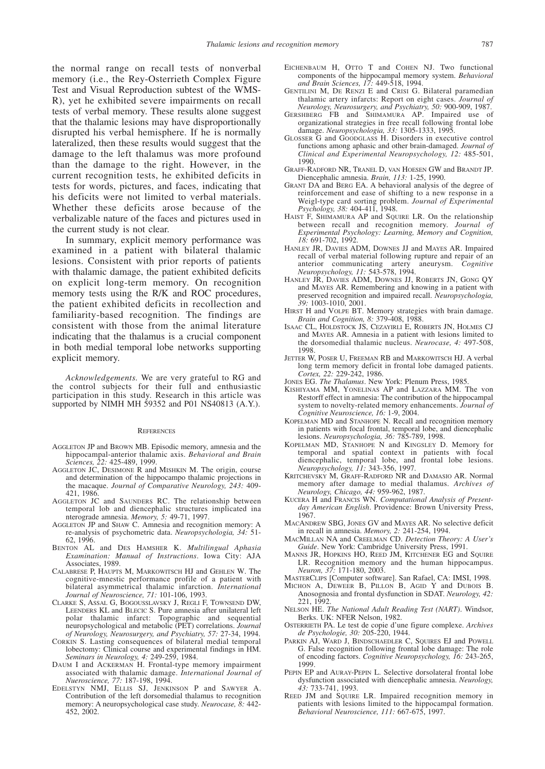the normal range on recall tests of nonverbal memory (i.e., the Rey-Osterrieth Complex Figure Test and Visual Reproduction subtest of the WMS-R), yet he exhibited severe impairments on recall tests of verbal memory. These results alone suggest that the thalamic lesions may have disproportionally disrupted his verbal hemisphere. If he is normally lateralized, then these results would suggest that the damage to the left thalamus was more profound than the damage to the right. However, in the current recognition tests, he exhibited deficits in tests for words, pictures, and faces, indicating that his deficits were not limited to verbal materials. Whether these deficits arose because of the verbalizable nature of the faces and pictures used in the current study is not clear.

In summary, explicit memory performance was examined in a patient with bilateral thalamic lesions. Consistent with prior reports of patients with thalamic damage, the patient exhibited deficits on explicit long-term memory. On recognition memory tests using the R/K and ROC procedures, the patient exhibited deficits in recollection and familiarity-based recognition. The findings are consistent with those from the animal literature indicating that the thalamus is a crucial component in both medial temporal lobe networks supporting explicit memory.

*Acknowledgements.* We are very grateful to RG and the control subjects for their full and enthusiastic participation in this study. Research in this article was supported by NIMH MH 59352 and P01 NS40813 (A.Y.).

## References

AGGLETON JP and BROWN MB. Episodic memory, amnesia and the hippocampal-anterior thalamic axis. *Behavioral and Brain Sciences, 22:* 425-489, 1999.

AGGLETON JC, DESIMONE R and MISHKIN M. The origin, course and determination of the hippocampo thalamic projections in the macaque. *Journal of Comparative Neurology, 243:* 409-421, 1986.

AGGLETON JC and SAUNDERS RC. The relationship between temporal lob and diencephalic structures implicated ina nterograde amnesia. *Memory, 5:* 49-71, 1997.

AGGLETON JP and SHAW C. Amnesia and recognition memory: A re-analysis of psychometric data. *Neuropsychologia, 34:* 51-62, 1996.

BENTON AL and DES HAMSHER K. *Multilingual Aphasia Examination: Manual of Instructions*. Iowa City: AJA Associates, 1989.

CALABRESE P, HAUPTS M, MARKOWITSCH HJ and GEHLEN W. The cognitive-mnestic performance profile of a patient with bilateral asymmetrical thalamic infarction. *International Journal of Neuroscience, 71:* 101-106, 1993.

CLARKE S, ASSAL G, BOGOUSSLAVSKY J, REGLI F, TOWNSEND DW, LEENDERS KL and BLECIC S. Pure amnesia after unilateral left polar thalamic infarct: Topographic and sequential neuropsychological and metabolic (PET) correlations. *Journal of Neurology, Neurosurgery, and Psychiatry, 57:* 27-34, 1994.

CORKIN S. Lasting consequences of bilateral medial temporal lobectomy: Clinical course and experimental findings in HM. *Seminars in Neurology, 4:* 249-259, 1984.

DAUM I and ACKERMAN H. Frontal-type memory impairment associated with thalamic damage. *International Journal of Nueroscience, 77:* 187-198, 1994.

EDELSTYN NMJ, ELLIS SJ, JENKINSON P and SAWYER A. Contribution of the left dorsomedial thalamus to recognition memory: A neuropsychological case study. *Neurocase, 8:* 442-452, 2002.

EICHENBAUM H, OTTO T and COHEN NJ. Two functional components of the hippocampal memory system. *Behavioral and Brain Sciences, 17:* 449-518, 1994.

GENTILINI M, DE RENZI E and CRISI G. Bilateral paramedian thalamic artery infarcts: Report on eight cases. *Journal of Neurology, Neurosurgery, and Psychiatry, 50:* 900-909, 1987.

GERSHBERG FB and SHIMAMURA AP. Impaired use of organizational strategies in free recall following frontal lobe damage. *Neuropsychologia, 33:* 1305-1333, 1995.

GLOSSER G and GOODGLASS H. Disorders in executive control functions among aphasic and other brain-damaged. *Journal of Clinical and Experimental Neuropsychology, 12:* 485-501, 1990.

GRAFF-RADFORD NR, TRANEL D, VAN HOESEN GW and BRANDT JP. Diencephalic amnesia. *Brain, 113:* 1-25, 1990.

GRANT DA and BERG EA. A behavioral analysis of the degree of reinforcement and ease of shifting to a new response in a Weigl-type card sorting problem. *Journal of Experimental Psychology, 38:* 404-411, 1948.

HAIST F, SHIMAMURA AP and SQUIRE LR. On the relationship between recall and recognition memory. *Journal of Experimental Psychology: Learning, Memory and Cognition, 18:* 691-702, 1992.

HANLEY JR, DAVIES ADM, DOWNES JJ and MAYES AR. Impaired recall of verbal material following rupture and repair of an anterior communicating artery aneurysm. *Cognitive Neuropsychology, 11:* 543-578, 1994.

HANLEY JR, DAVIES ADM, DOWNES JJ, ROBERTS JN, GONG QY and MAYES AR. Remembering and knowing in a patient with preserved recognition and impaired recall. *Neuropsychologia, 39:* 1003-1010, 2001.

HIRST H and VOLPE BT. Memory strategies with brain damage. *Brain and Cognition, 8:* 379-408, 1988.

ISAAC CL, HOLDSTOCK JS, CEZAYIRLI E, ROBERTS JN, HOLMES CJ and MAYES AR. Amnesia in a patient with lesions limited to the dorsomedial thalamic nucleus. *Neurocase, 4:* 497-508, 1998.

JETTER W, POSER U, FREEMAN RB and MARKOWITSCH HJ. A verbal long term memory deficit in frontal lobe damaged patients. *Cortex, 22:* 229-242, 1986.

JONES EG. *The Thalamus*. New York: Plenum Press, 1985.

KISHIYAMA MM, YONELINAS AP and LAZZARA MM. The von Restorff effect in amnesia: The contribution of the hippocampal system to novelty-related memory enhancements. *Journal of Cognitive Neuroscience, 16:* 1-9, 2004.

KOPELMAN MD and STANHOPE N. Recall and recognition memory in patients with focal frontal, temporal lobe, and diencephalic lesions. *Neuropsychologia, 36:* 785-789, 1998.

KOPELMAN MD, STANHOPE N and KINGSLEY D. Memory for temporal and spatial context in patients with focal diencephalic, temporal lobe, and frontal lobe lesions. *Neuropsychology, 11:* 343-356, 1997.

KRITCHEVSKY M, GRAFF-RADFORD NR and DAMASIO AR. Normal memory after damage to medial thalamus. *Archives of Neurology, Chicago, 44:* 959-962, 1987.

KUCERA H and FRANCIS WN. *Computational Analysis of Present-day American English*. Providence: Brown University Press, 1967.

MACANDREW SBG, JONES GV and MAYES AR. No selective deficit in recall in amnesia. *Memory, 2:* 241-254, 1994.

MACMILLAN NA and CREELMAN CD. *Detection Theory: A User's Guide*. New York: Cambridge University Press, 1991.

MANNS JR, HOPKINS HO, REED JM, KITCHENER EG and SQUIRE LR. Recognition memory and the human hippocampus. *Neuron, 37:* 171-180, 2003.

MASTERCLIPS [Computer software]. San Rafael, CA: IMSI, 1998.

MICHON A, DEWEER B, PILLON B, AGID Y and DUBOIS B. Anosognosia and frontal dysfunction in SDAT. *Neurology, 42:* 221, 1992.

NELSON HE. *The National Adult Reading Test (NART)*. Windsor, Berks. UK: NFER Nelson, 1982.

OSTERRIETH PA. Le test de copie d'une figure complexe. *Archives de Psychologie, 30:* 205-220, 1944.

PARKIN AJ, WARD J, BINDSCHAEDLER C, SQUIRES EJ and POWELL G. False recognition following frontal lobe damage: The role of encoding factors. *Cognitive Neuropsychology, 16:* 243-265, 1999.

PEPIN EP and AURAY-PEPIN L. Selective dorsolateral frontal lobe dysfunction associated with diencephalic amnesia. *Neurology, 43:* 733-741, 1993.

REED JM and SQUIRE LR. Impaired recognition memory in patients with lesions limited to the hippocampal formation. *Behavioral Neuroscience, 111:* 667-675, 1997.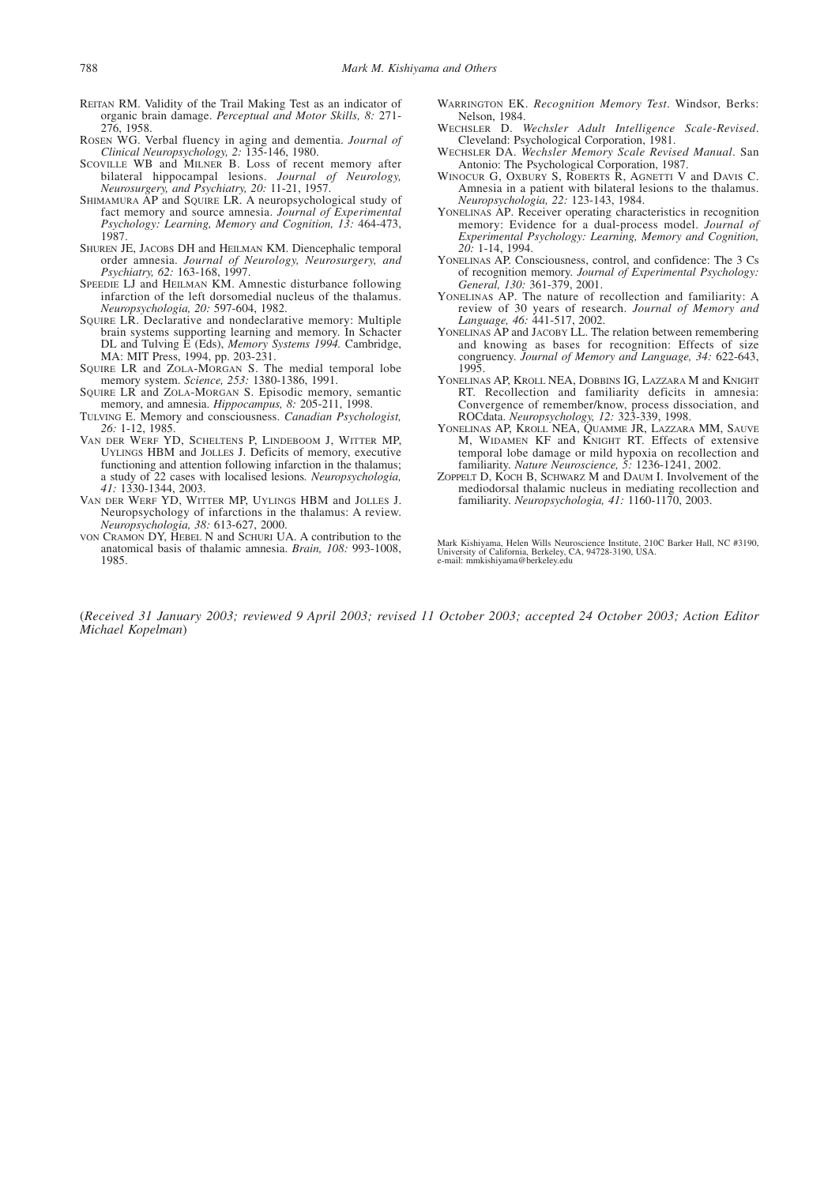Reitan RM. Validity of the Trail Making Test as an indicator of organic brain damage. *Perceptual and Motor Skills, 8:* 271-276, 1958.

Rosen WG. Verbal fluency in aging and dementia. *Journal of Clinical Neuropsychology, 2:* 135-146, 1980.

Scoville WB and Milner B. Loss of recent memory after bilateral hippocampal lesions. *Journal of Neurology, Neurosurgery, and Psychiatry, 20:* 11-21, 1957.

Shimamura AP and Squire LR. A neuropsychological study of fact memory and source amnesia. *Journal of Experimental Psychology: Learning, Memory and Cognition, 13:* 464-473, 1987.

Shuren JE, Jacobs DH and Heilman KM. Diencephalic temporal order amnesia. *Journal of Neurology, Neurosurgery, and Psychiatry, 62:* 163-168, 1997.

Speedie LJ and Heilman KM. Amnestic disturbance following infarction of the left dorsomedial nucleus of the thalamus. *Neuropsychologia, 20:* 597-604, 1982.

Squire LR. Declarative and nondeclarative memory: Multiple brain systems supporting learning and memory. In Schacter DL and Tulving E (Eds), *Memory Systems 1994.* Cambridge, MA: MIT Press, 1994, pp. 203-231.

Squire LR and Zola-Morgan S. The medial temporal lobe memory system. *Science, 253:* 1380-1386, 1991.

Squire LR and Zola-Morgan S. Episodic memory, semantic memory, and amnesia. *Hippocampus, 8:* 205-211, 1998.

Tulving E. Memory and consciousness. *Canadian Psychologist, 26:* 1-12, 1985.

van der Werf YD, Scheltens P, Lindeboom J, Witter MP, Uylings HBM and Jolles J. Deficits of memory, executive functioning and attention following infarction in the thalamus; a study of 22 cases with localised lesions. *Neuropsychologia, 41:* 1330-1344, 2003.

van der Werf YD, Witter MP, Uylings HBM and Jolles J. Neuropsychology of infarctions in the thalamus: A review. *Neuropsychologia, 38:* 613-627, 2000.

von Cramon DY, Hebel N and Schuri UA. A contribution to the anatomical basis of thalamic amnesia. *Brain, 108:* 993-1008, 1985.

Warrington EK. *Recognition Memory Test*. Windsor, Berks: Nelson, 1984.

Wechsler D. *Wechsler Adult Intelligence Scale-Revised*. Cleveland: Psychological Corporation, 1981.

Wechsler DA. *Wechsler Memory Scale Revised Manual*. San Antonio: The Psychological Corporation, 1987.

Winocur G, Oxbury S, Roberts R, Agnetti V and Davis C. Amnesia in a patient with bilateral lesions to the thalamus. *Neuropsychologia, 22:* 123-143, 1984.

Yonelinas AP. Receiver operating characteristics in recognition memory: Evidence for a dual-process model. *Journal of Experimental Psychology: Learning, Memory and Cognition, 20:* 1-14, 1994.

Yonelinas AP. Consciousness, control, and confidence: The 3 Cs of recognition memory. *Journal of Experimental Psychology: General, 130:* 361-379, 2001.

Yonelinas AP. The nature of recollection and familiarity: A review of 30 years of research. *Journal of Memory and Language, 46:* 441-517, 2002.

Yonelinas AP and Jacoby LL. The relation between remembering and knowing as bases for recognition: Effects of size congruency. *Journal of Memory and Language, 34:* 622-643, 1995.

Yonelinas AP, Kroll NEA, Dobbins IG, Lazzara M and Knight RT. Recollection and familiarity deficits in amnesia: Convergence of remember/know, process dissociation, and ROCdata. *Neuropsychology, 12:* 323-339, 1998.

Yonelinas AP, Kroll NEA, Quamme JR, Lazzara MM, Sauve M, Widamen KF and Knight RT. Effects of extensive temporal lobe damage or mild hypoxia on recollection and familiarity. *Nature Neuroscience, 5:* 1236-1241, 2002.

Zoppelt D, Koch B, Schwarz M and Daum I. Involvement of the mediodorsal thalamic nucleus in mediating recollection and familiarity. *Neuropsychologia, 41:* 1160-1170, 2003.

Mark Kishiyama, Helen Wills Neuroscience Institute, 210C Barker Hall, NC #3190, University of California, Berkeley, CA, 94728-3190, USA. e-mail: mmkishiyama@berkeley.edu

(*Received 31 January 2003; reviewed 9 April 2003; revised 11 October 2003; accepted 24 October 2003; Action Editor Michael Kopelman*)